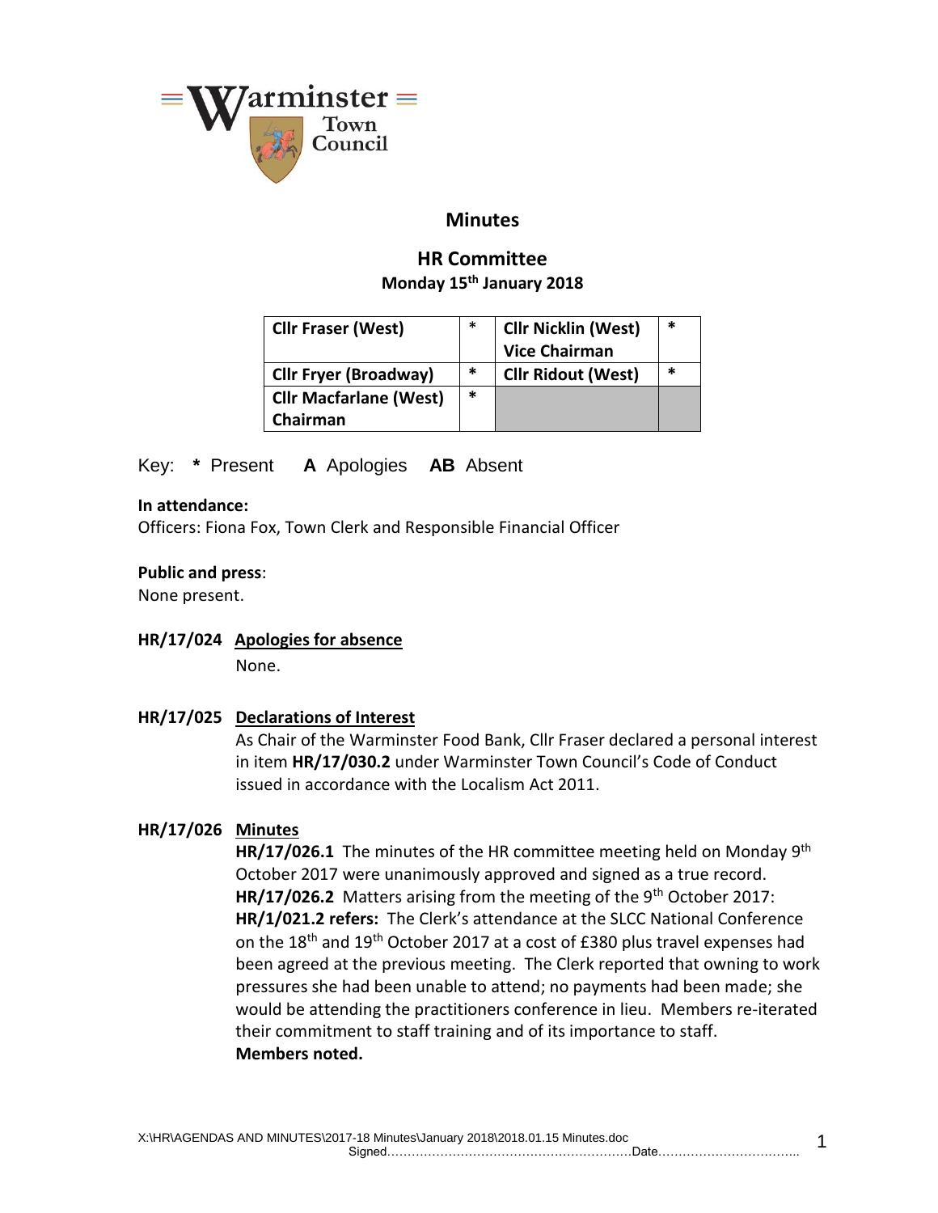Warminster Town Council

# Minutes

## HR Committee

**Monday 15th January 2018**

| | | | |
|---|---|---|---|
| **Cllr Fraser (West)** | * | **Cllr Nicklin (West) Vice Chairman** | * |
| **Cllr Fryer (Broadway)** | * | **Cllr Ridout (West)** | * |
| **Cllr Macfarlane (West) Chairman** | * | | |

Key: **\*** Present **A** Apologies **AB** Absent

**In attendance:**
Officers: Fiona Fox, Town Clerk and Responsible Financial Officer

**Public and press**:
None present.

**HR/17/024 Apologies for absence**

None.

**HR/17/025 Declarations of Interest**

As Chair of the Warminster Food Bank, Cllr Fraser declared a personal interest in item **HR/17/030.2** under Warminster Town Council's Code of Conduct issued in accordance with the Localism Act 2011.

**HR/17/026 Minutes**

**HR/17/026.1** The minutes of the HR committee meeting held on Monday 9th October 2017 were unanimously approved and signed as a true record.
**HR/17/026.2** Matters arising from the meeting of the 9th October 2017:
**HR/1/021.2 refers:** The Clerk's attendance at the SLCC National Conference on the 18th and 19th October 2017 at a cost of £380 plus travel expenses had been agreed at the previous meeting. The Clerk reported that owning to work pressures she had been unable to attend; no payments had been made; she would be attending the practitioners conference in lieu. Members re-iterated their commitment to staff training and of its importance to staff.
**Members noted.**

X:\HR\AGENDAS AND MINUTES\2017-18 Minutes\January 2018\2018.01.15 Minutes.doc
Signed……………………………………………………Date……………………………..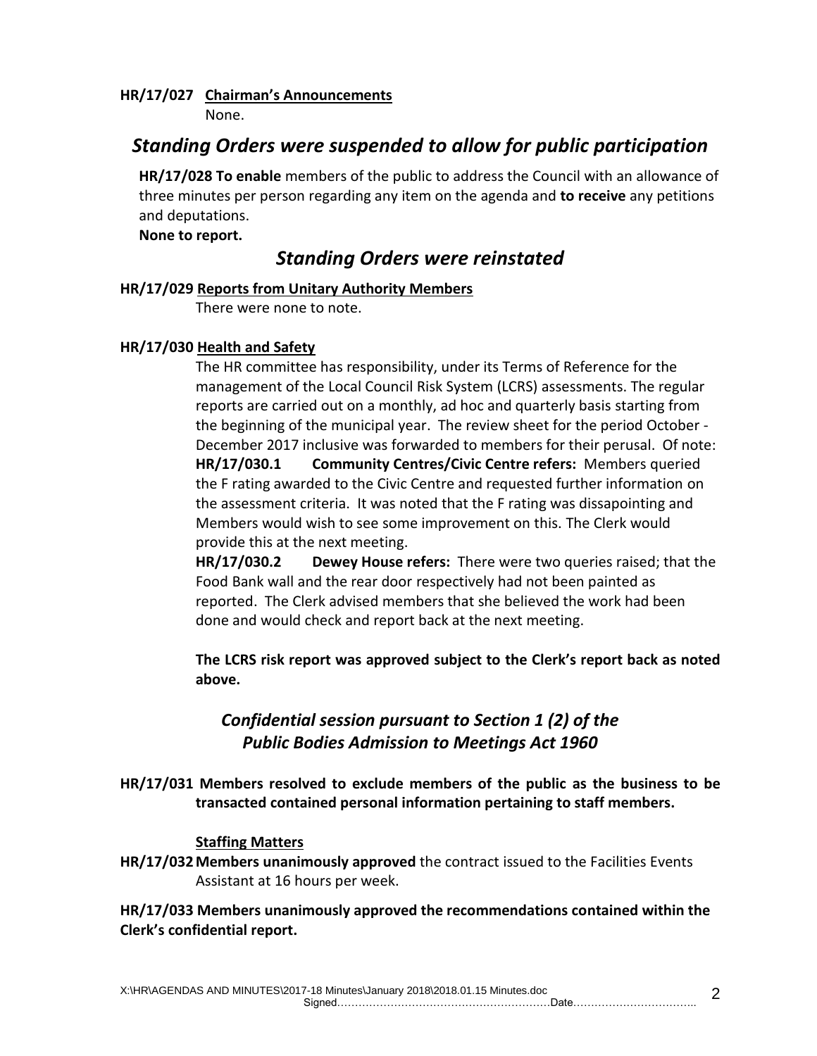**HR/17/027 Chairman's Announcements**

None.

## *Standing Orders were suspended to allow for public participation*

**HR/17/028 To enable** members of the public to address the Council with an allowance of three minutes per person regarding any item on the agenda and **to receive** any petitions and deputations.

**None to report.**

## *Standing Orders were reinstated*

**HR/17/029 Reports from Unitary Authority Members**

There were none to note.

**HR/17/030 Health and Safety**

The HR committee has responsibility, under its Terms of Reference for the management of the Local Council Risk System (LCRS) assessments. The regular reports are carried out on a monthly, ad hoc and quarterly basis starting from the beginning of the municipal year. The review sheet for the period October - December 2017 inclusive was forwarded to members for their perusal. Of note:

**HR/17/030.1 Community Centres/Civic Centre refers:** Members queried the F rating awarded to the Civic Centre and requested further information on the assessment criteria. It was noted that the F rating was dissapointing and Members would wish to see some improvement on this. The Clerk would provide this at the next meeting.

**HR/17/030.2 Dewey House refers:** There were two queries raised; that the Food Bank wall and the rear door respectively had not been painted as reported. The Clerk advised members that she believed the work had been done and would check and report back at the next meeting.

**The LCRS risk report was approved subject to the Clerk's report back as noted above.**

## *Confidential session pursuant to Section 1 (2) of the Public Bodies Admission to Meetings Act 1960*

**HR/17/031 Members resolved to exclude members of the public as the business to be transacted contained personal information pertaining to staff members.**

**Staffing Matters**

**HR/17/032 Members unanimously approved** the contract issued to the Facilities Events Assistant at 16 hours per week.

**HR/17/033 Members unanimously approved the recommendations contained within the Clerk's confidential report.**

X:\HR\AGENDAS AND MINUTES\2017-18 Minutes\January 2018\2018.01.15 Minutes.doc

Signed……………………………………………………Date……………………………..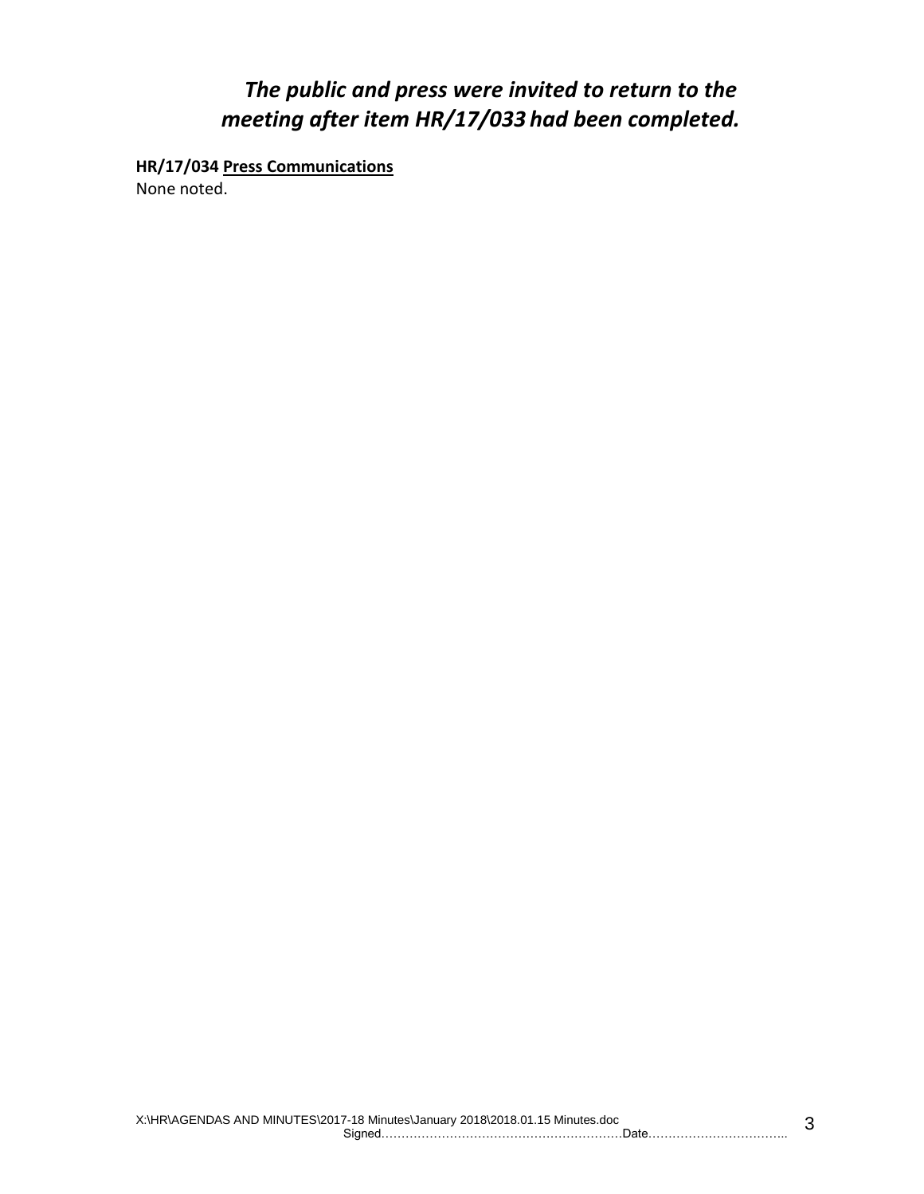***The public and press were invited to return to the meeting after item HR/17/033 had been completed.***

**HR/17/034 <u>Press Communications</u>**
None noted.